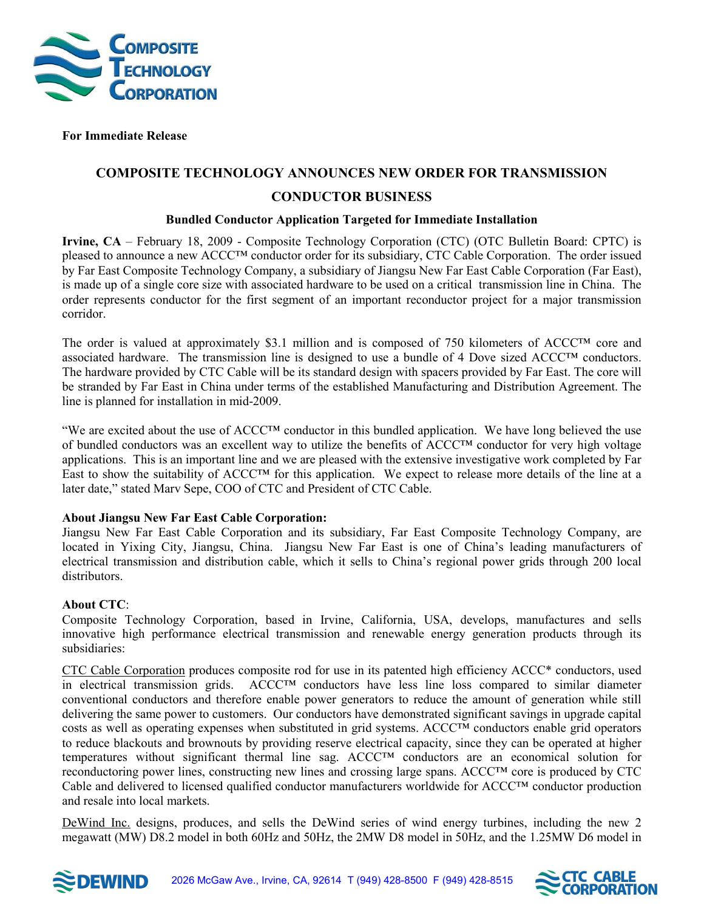**For Immediate Release**

# COMPOSITE TECHNOLOGY ANNOUNCES NEW ORDER FOR TRANSMISSION CONDUCTOR BUSINESS

### Bundled Conductor Application Targeted for Immediate Installation

**Irvine, CA** – February 18, 2009 - Composite Technology Corporation (CTC) (OTC Bulletin Board: CPTC) is pleased to announce a new ACCC™ conductor order for its subsidiary, CTC Cable Corporation. The order issued by Far East Composite Technology Company, a subsidiary of Jiangsu New Far East Cable Corporation (Far East), is made up of a single core size with associated hardware to be used on a critical transmission line in China. The order represents conductor for the first segment of an important reconductor project for a major transmission corridor.

The order is valued at approximately $3.1 million and is composed of 750 kilometers of ACCC™ core and associated hardware. The transmission line is designed to use a bundle of 4 Dove sized ACCC™ conductors. The hardware provided by CTC Cable will be its standard design with spacers provided by Far East. The core will be stranded by Far East in China under terms of the established Manufacturing and Distribution Agreement. The line is planned for installation in mid-2009.

"We are excited about the use of ACCC™ conductor in this bundled application. We have long believed the use of bundled conductors was an excellent way to utilize the benefits of ACCC™ conductor for very high voltage applications. This is an important line and we are pleased with the extensive investigative work completed by Far East to show the suitability of ACCC™ for this application. We expect to release more details of the line at a later date," stated Marv Sepe, COO of CTC and President of CTC Cable.

**About Jiangsu New Far East Cable Corporation:**
Jiangsu New Far East Cable Corporation and its subsidiary, Far East Composite Technology Company, are located in Yixing City, Jiangsu, China. Jiangsu New Far East is one of China's leading manufacturers of electrical transmission and distribution cable, which it sells to China's regional power grids through 200 local distributors.

**About CTC**:
Composite Technology Corporation, based in Irvine, California, USA, develops, manufactures and sells innovative high performance electrical transmission and renewable energy generation products through its subsidiaries:

CTC Cable Corporation produces composite rod for use in its patented high efficiency ACCC* conductors, used in electrical transmission grids. ACCC™ conductors have less line loss compared to similar diameter conventional conductors and therefore enable power generators to reduce the amount of generation while still delivering the same power to customers. Our conductors have demonstrated significant savings in upgrade capital costs as well as operating expenses when substituted in grid systems. ACCC™ conductors enable grid operators to reduce blackouts and brownouts by providing reserve electrical capacity, since they can be operated at higher temperatures without significant thermal line sag. ACCC™ conductors are an economical solution for reconductoring power lines, constructing new lines and crossing large spans. ACCC™ core is produced by CTC Cable and delivered to licensed qualified conductor manufacturers worldwide for ACCC™ conductor production and resale into local markets.

DeWind Inc. designs, produces, and sells the DeWind series of wind energy turbines, including the new 2 megawatt (MW) D8.2 model in both 60Hz and 50Hz, the 2MW D8 model in 50Hz, and the 1.25MW D6 model in

2026 McGaw Ave., Irvine, CA, 92614 T (949) 428-8500 F (949) 428-8515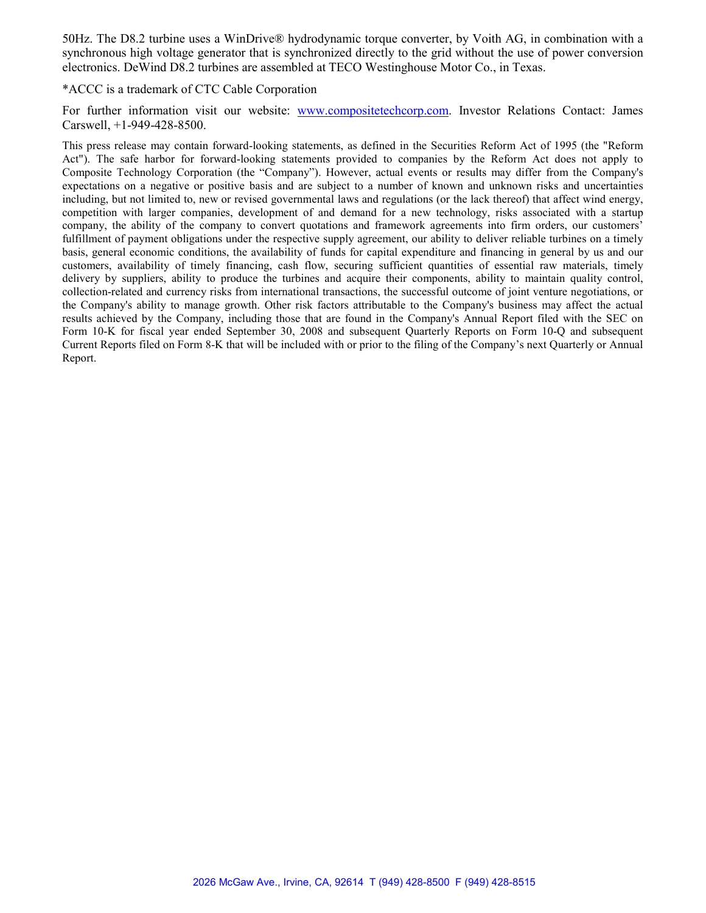50Hz. The D8.2 turbine uses a WinDrive® hydrodynamic torque converter, by Voith AG, in combination with a synchronous high voltage generator that is synchronized directly to the grid without the use of power conversion electronics. DeWind D8.2 turbines are assembled at TECO Westinghouse Motor Co., in Texas.

*ACCC is a trademark of CTC Cable Corporation

For further information visit our website: [www.compositetechcorp.com](http://www.compositetechcorp.com). Investor Relations Contact: James Carswell, +1-949-428-8500.

This press release may contain forward-looking statements, as defined in the Securities Reform Act of 1995 (the "Reform Act"). The safe harbor for forward-looking statements provided to companies by the Reform Act does not apply to Composite Technology Corporation (the "Company"). However, actual events or results may differ from the Company's expectations on a negative or positive basis and are subject to a number of known and unknown risks and uncertainties including, but not limited to, new or revised governmental laws and regulations (or the lack thereof) that affect wind energy, competition with larger companies, development of and demand for a new technology, risks associated with a startup company, the ability of the company to convert quotations and framework agreements into firm orders, our customers' fulfillment of payment obligations under the respective supply agreement, our ability to deliver reliable turbines on a timely basis, general economic conditions, the availability of funds for capital expenditure and financing in general by us and our customers, availability of timely financing, cash flow, securing sufficient quantities of essential raw materials, timely delivery by suppliers, ability to produce the turbines and acquire their components, ability to maintain quality control, collection-related and currency risks from international transactions, the successful outcome of joint venture negotiations, or the Company's ability to manage growth. Other risk factors attributable to the Company's business may affect the actual results achieved by the Company, including those that are found in the Company's Annual Report filed with the SEC on Form 10-K for fiscal year ended September 30, 2008 and subsequent Quarterly Reports on Form 10-Q and subsequent Current Reports filed on Form 8-K that will be included with or prior to the filing of the Company's next Quarterly or Annual Report.